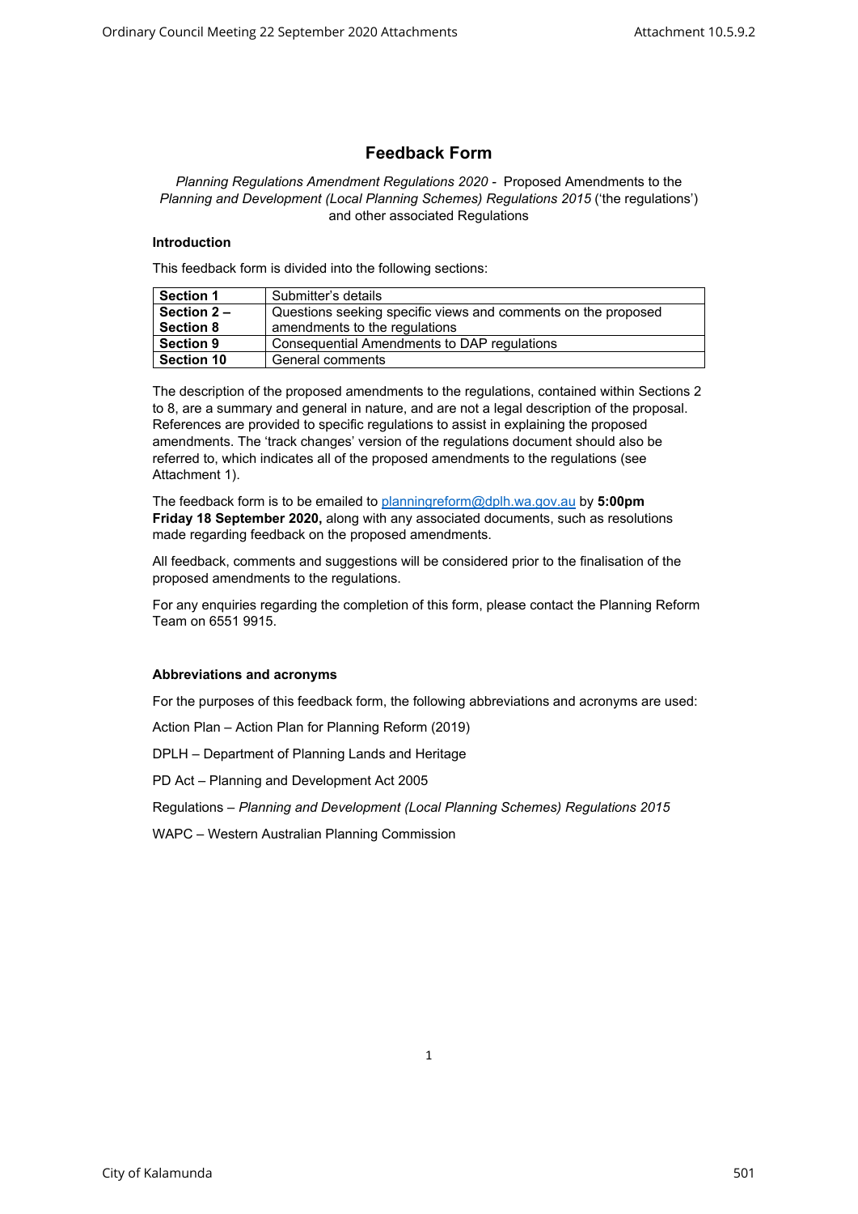# Feedback Form

*Planning Regulations Amendment Regulations 2020* - Proposed Amendments to the *Planning and Development (Local Planning Schemes) Regulations 2015* ('the regulations') and other associated Regulations

### Introduction

This feedback form is divided into the following sections:

| | |
|---|---|
| **Section 1** | Submitter's details |
| **Section 2 – Section 8** | Questions seeking specific views and comments on the proposed amendments to the regulations |
| **Section 9** | Consequential Amendments to DAP regulations |
| **Section 10** | General comments |

The description of the proposed amendments to the regulations, contained within Sections 2 to 8, are a summary and general in nature, and are not a legal description of the proposal. References are provided to specific regulations to assist in explaining the proposed amendments. The 'track changes' version of the regulations document should also be referred to, which indicates all of the proposed amendments to the regulations (see Attachment 1).

The feedback form is to be emailed to planningreform@dplh.wa.gov.au by **5:00pm Friday 18 September 2020,** along with any associated documents, such as resolutions made regarding feedback on the proposed amendments.

All feedback, comments and suggestions will be considered prior to the finalisation of the proposed amendments to the regulations.

For any enquiries regarding the completion of this form, please contact the Planning Reform Team on 6551 9915.

### Abbreviations and acronyms

For the purposes of this feedback form, the following abbreviations and acronyms are used:

Action Plan – Action Plan for Planning Reform (2019)

DPLH – Department of Planning Lands and Heritage

PD Act – Planning and Development Act 2005

Regulations – *Planning and Development (Local Planning Schemes) Regulations 2015*

WAPC – Western Australian Planning Commission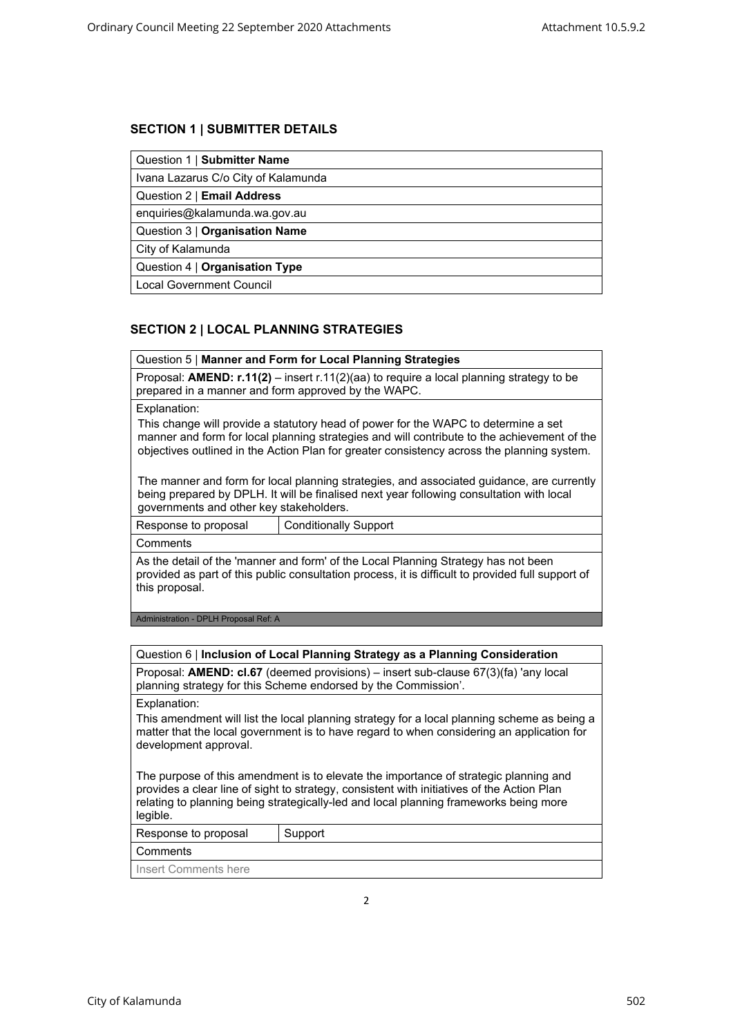## SECTION 1 | SUBMITTER DETAILS

| Question 1 \| **Submitter Name** |
|---|
| Ivana Lazarus C/o City of Kalamunda |
| Question 2 \| **Email Address** |
| enquiries@kalamunda.wa.gov.au |
| Question 3 \| **Organisation Name** |
| City of Kalamunda |
| Question 4 \| **Organisation Type** |
| Local Government Council |

## SECTION 2 | LOCAL PLANNING STRATEGIES

| Question 5 \| **Manner and Form for Local Planning Strategies** | |
|---|---|
| Proposal: **AMEND: r.11(2)** – insert r.11(2)(aa) to require a local planning strategy to be prepared in a manner and form approved by the WAPC. | |
| Explanation:<br>This change will provide a statutory head of power for the WAPC to determine a set manner and form for local planning strategies and will contribute to the achievement of the objectives outlined in the Action Plan for greater consistency across the planning system.<br><br>The manner and form for local planning strategies, and associated guidance, are currently being prepared by DPLH. It will be finalised next year following consultation with local governments and other key stakeholders. | |
| Response to proposal | Conditionally Support |
| Comments | |
| As the detail of the 'manner and form' of the Local Planning Strategy has not been provided as part of this public consultation process, it is difficult to provided full support of this proposal. | |
| Administration - DPLH Proposal Ref: A | |

| Question 6 \| **Inclusion of Local Planning Strategy as a Planning Consideration** | |
|---|---|
| Proposal: **AMEND: cl.67** (deemed provisions) – insert sub-clause 67(3)(fa) 'any local planning strategy for this Scheme endorsed by the Commission'. | |
| Explanation:<br>This amendment will list the local planning strategy for a local planning scheme as being a matter that the local government is to have regard to when considering an application for development approval.<br><br>The purpose of this amendment is to elevate the importance of strategic planning and provides a clear line of sight to strategy, consistent with initiatives of the Action Plan relating to planning being strategically-led and local planning frameworks being more legible. | |
| Response to proposal | Support |
| Comments | |
| Insert Comments here | |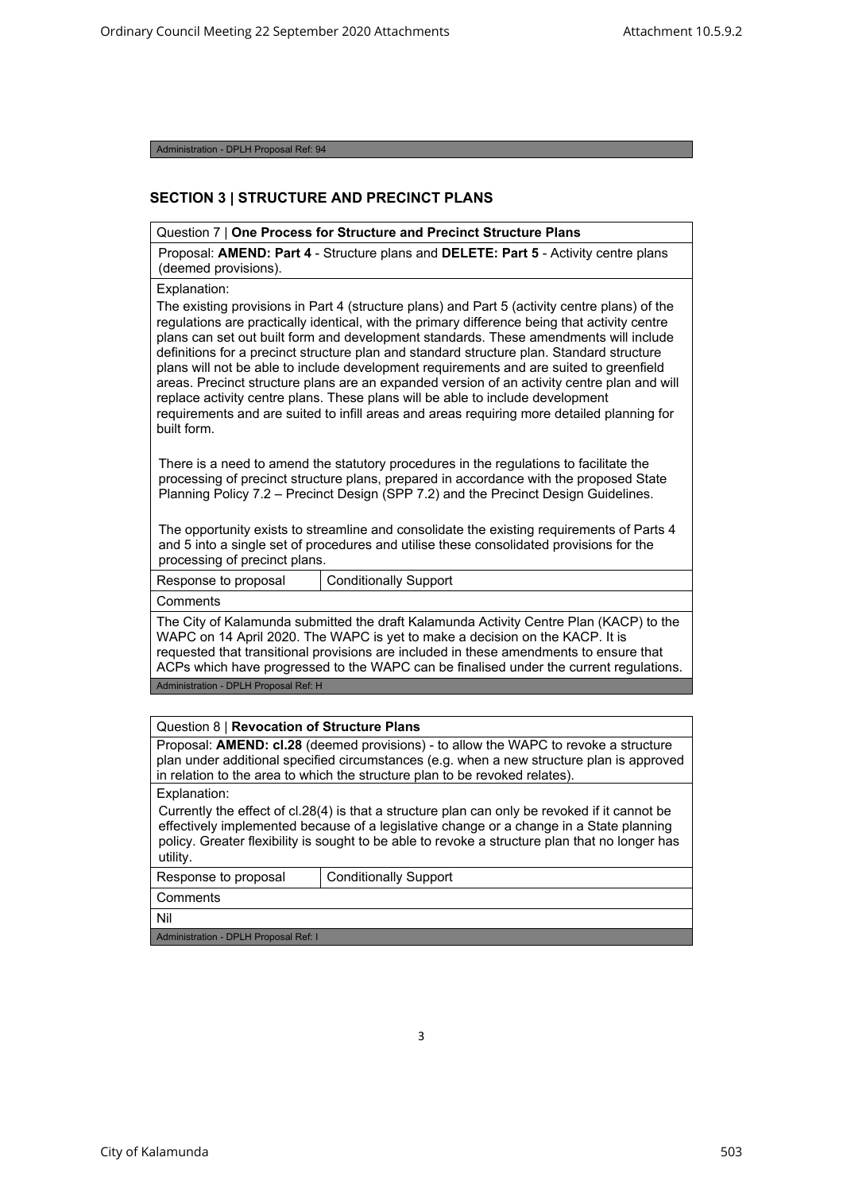Administration - DPLH Proposal Ref: 94

## SECTION 3 | STRUCTURE AND PRECINCT PLANS

| Question 7 \| **One Process for Structure and Precinct Structure Plans** | |
|---|---|
| Proposal: **AMEND: Part 4** - Structure plans and **DELETE: Part 5** - Activity centre plans (deemed provisions). | |
| Explanation:<br>The existing provisions in Part 4 (structure plans) and Part 5 (activity centre plans) of the regulations are practically identical, with the primary difference being that activity centre plans can set out built form and development standards. These amendments will include definitions for a precinct structure plan and standard structure plan. Standard structure plans will not be able to include development requirements and are suited to greenfield areas. Precinct structure plans are an expanded version of an activity centre plan and will replace activity centre plans. These plans will be able to include development requirements and are suited to infill areas and areas requiring more detailed planning for built form.<br><br>There is a need to amend the statutory procedures in the regulations to facilitate the processing of precinct structure plans, prepared in accordance with the proposed State Planning Policy 7.2 – Precinct Design (SPP 7.2) and the Precinct Design Guidelines.<br><br>The opportunity exists to streamline and consolidate the existing requirements of Parts 4 and 5 into a single set of procedures and utilise these consolidated provisions for the processing of precinct plans. | |
| Response to proposal | Conditionally Support |
| Comments | |
| The City of Kalamunda submitted the draft Kalamunda Activity Centre Plan (KACP) to the WAPC on 14 April 2020. The WAPC is yet to make a decision on the KACP. It is requested that transitional provisions are included in these amendments to ensure that ACPs which have progressed to the WAPC can be finalised under the current regulations. | |
| Administration - DPLH Proposal Ref: H | |

| Question 8 \| **Revocation of Structure Plans** | |
|---|---|
| Proposal: **AMEND: cl.28** (deemed provisions) - to allow the WAPC to revoke a structure plan under additional specified circumstances (e.g. when a new structure plan is approved in relation to the area to which the structure plan to be revoked relates). | |
| Explanation:<br>Currently the effect of cl.28(4) is that a structure plan can only be revoked if it cannot be effectively implemented because of a legislative change or a change in a State planning policy. Greater flexibility is sought to be able to revoke a structure plan that no longer has utility. | |
| Response to proposal | Conditionally Support |
| Comments | |
| Nil | |
| Administration - DPLH Proposal Ref: I | |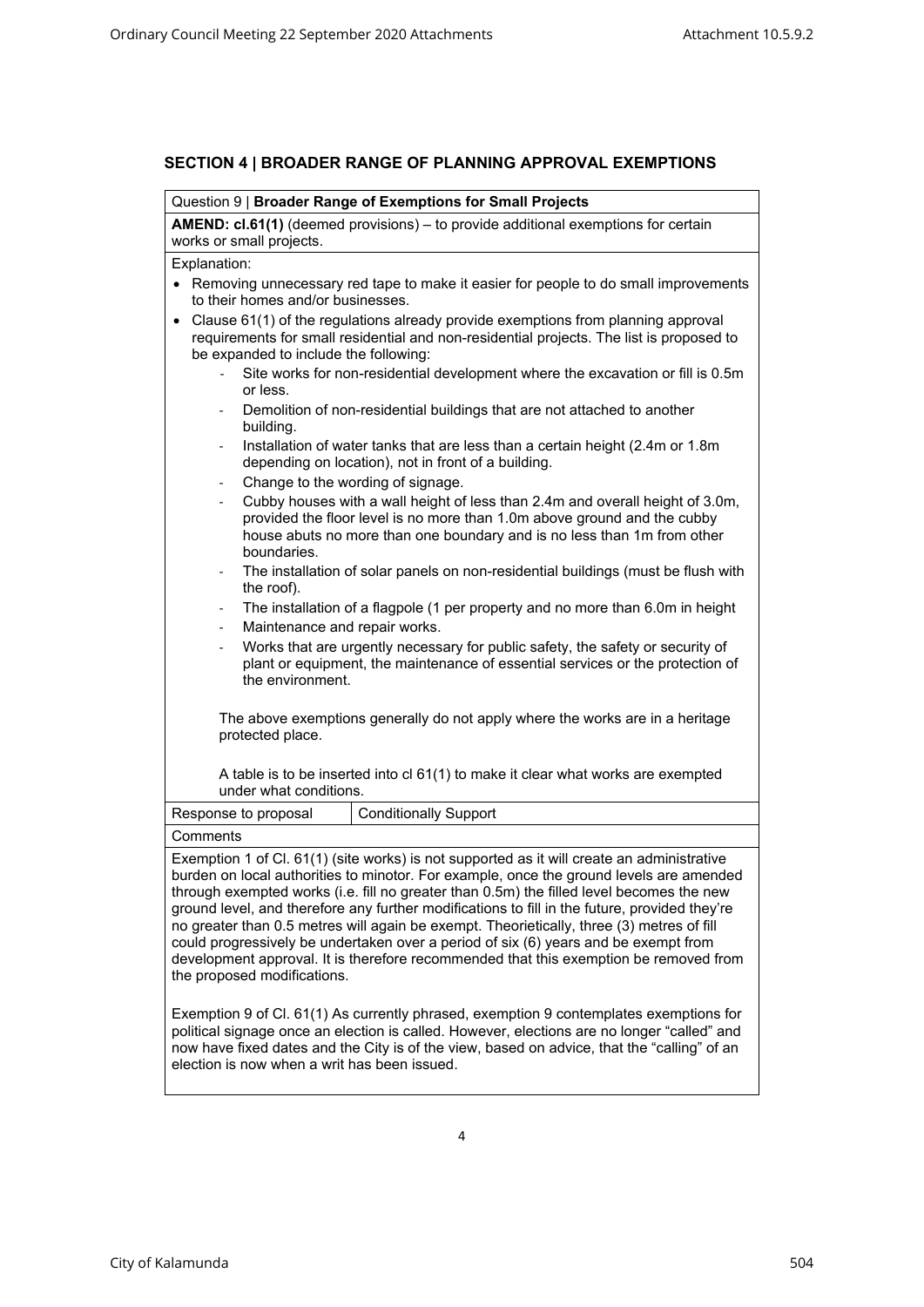## SECTION 4 | BROADER RANGE OF PLANNING APPROVAL EXEMPTIONS

Question 9 | **Broader Range of Exemptions for Small Projects**

**AMEND: cl.61(1)** (deemed provisions) – to provide additional exemptions for certain works or small projects.

Explanation:

- Removing unnecessary red tape to make it easier for people to do small improvements to their homes and/or businesses.
- Clause 61(1) of the regulations already provide exemptions from planning approval requirements for small residential and non-residential projects. The list is proposed to be expanded to include the following:
  - Site works for non-residential development where the excavation or fill is 0.5m or less.
  - Demolition of non-residential buildings that are not attached to another building.
  - Installation of water tanks that are less than a certain height (2.4m or 1.8m depending on location), not in front of a building.
  - Change to the wording of signage.
  - Cubby houses with a wall height of less than 2.4m and overall height of 3.0m, provided the floor level is no more than 1.0m above ground and the cubby house abuts no more than one boundary and is no less than 1m from other boundaries.
  - The installation of solar panels on non-residential buildings (must be flush with the roof).
  - The installation of a flagpole (1 per property and no more than 6.0m in height
  - Maintenance and repair works.
  - Works that are urgently necessary for public safety, the safety or security of plant or equipment, the maintenance of essential services or the protection of the environment.

  The above exemptions generally do not apply where the works are in a heritage protected place.

  A table is to be inserted into cl 61(1) to make it clear what works are exempted under what conditions.

| Response to proposal | Conditionally Support |
|---|---|

Comments

Exemption 1 of Cl. 61(1) (site works) is not supported as it will create an administrative burden on local authorities to minotor. For example, once the ground levels are amended through exempted works (i.e. fill no greater than 0.5m) the filled level becomes the new ground level, and therefore any further modifications to fill in the future, provided they're no greater than 0.5 metres will again be exempt. Theorietically, three (3) metres of fill could progressively be undertaken over a period of six (6) years and be exempt from development approval. It is therefore recommended that this exemption be removed from the proposed modifications.

Exemption 9 of Cl. 61(1) As currently phrased, exemption 9 contemplates exemptions for political signage once an election is called. However, elections are no longer "called" and now have fixed dates and the City is of the view, based on advice, that the "calling" of an election is now when a writ has been issued.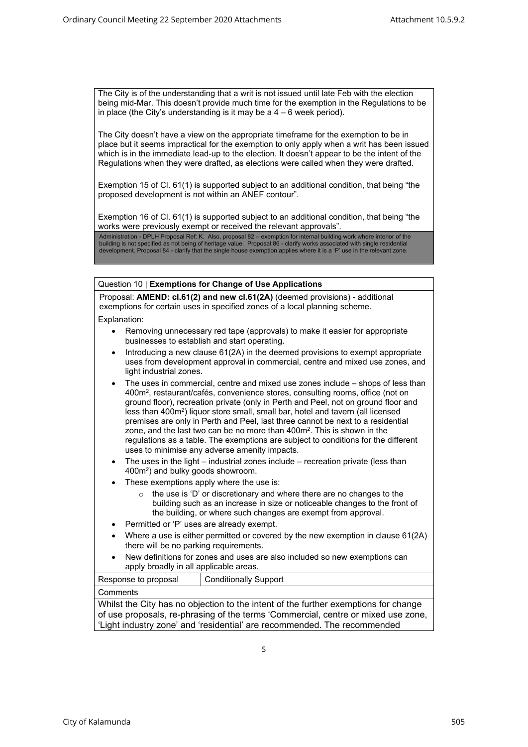The City is of the understanding that a writ is not issued until late Feb with the election being mid-Mar. This doesn't provide much time for the exemption in the Regulations to be in place (the City's understanding is it may be a 4 – 6 week period).

The City doesn't have a view on the appropriate timeframe for the exemption to be in place but it seems impractical for the exemption to only apply when a writ has been issued which is in the immediate lead-up to the election. It doesn't appear to be the intent of the Regulations when they were drafted, as elections were called when they were drafted.

Exemption 15 of Cl. 61(1) is supported subject to an additional condition, that being "the proposed development is not within an ANEF contour".

Exemption 16 of Cl. 61(1) is supported subject to an additional condition, that being "the works were previously exempt or received the relevant approvals".

Administration - DPLH Proposal Ref: K. Also, proposal 82 – exemption for internal building work where interior of the building is not specified as not being of heritage value. Proposal 86 - clarify works associated with single residential development. Proposal 84 - clarify that the single house exemption applies where it is a 'P' use in the relevant zone.

Question 10 | **Exemptions for Change of Use Applications**

Proposal: **AMEND: cl.61(2) and new cl.61(2A)** (deemed provisions) - additional exemptions for certain uses in specified zones of a local planning scheme.

Explanation:

- Removing unnecessary red tape (approvals) to make it easier for appropriate businesses to establish and start operating.
- Introducing a new clause 61(2A) in the deemed provisions to exempt appropriate uses from development approval in commercial, centre and mixed use zones, and light industrial zones.
- The uses in commercial, centre and mixed use zones include – shops of less than 400m², restaurant/cafés, convenience stores, consulting rooms, office (not on ground floor), recreation private (only in Perth and Peel, not on ground floor and less than 400m²) liquor store small, small bar, hotel and tavern (all licensed premises are only in Perth and Peel, last three cannot be next to a residential zone, and the last two can be no more than 400m². This is shown in the regulations as a table. The exemptions are subject to conditions for the different uses to minimise any adverse amenity impacts.
- The uses in the light – industrial zones include – recreation private (less than 400m²) and bulky goods showroom.
- These exemptions apply where the use is:
  - the use is 'D' or discretionary and where there are no changes to the building such as an increase in size or noticeable changes to the front of the building, or where such changes are exempt from approval.
- Permitted or 'P' uses are already exempt.
- Where a use is either permitted or covered by the new exemption in clause 61(2A) there will be no parking requirements.
- New definitions for zones and uses are also included so new exemptions can apply broadly in all applicable areas.

| Response to proposal | Conditionally Support |
|---|---|

Comments

Whilst the City has no objection to the intent of the further exemptions for change of use proposals, re-phrasing of the terms 'Commercial, centre or mixed use zone, 'Light industry zone' and 'residential' are recommended. The recommended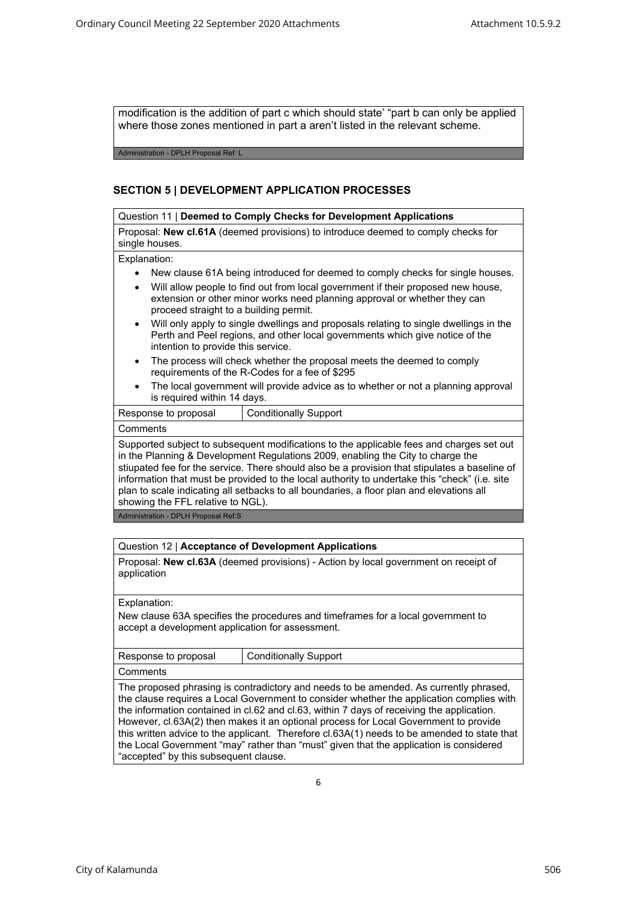modification is the addition of part c which should state' "part b can only be applied where those zones mentioned in part a aren't listed in the relevant scheme.

Administration - DPLH Proposal Ref: L

## SECTION 5 | DEVELOPMENT APPLICATION PROCESSES

Question 11 | **Deemed to Comply Checks for Development Applications**

Proposal: **New cl.61A** (deemed provisions) to introduce deemed to comply checks for single houses.

Explanation:

- New clause 61A being introduced for deemed to comply checks for single houses.
- Will allow people to find out from local government if their proposed new house, extension or other minor works need planning approval or whether they can proceed straight to a building permit.
- Will only apply to single dwellings and proposals relating to single dwellings in the Perth and Peel regions, and other local governments which give notice of the intention to provide this service.
- The process will check whether the proposal meets the deemed to comply requirements of the R-Codes for a fee of $295
- The local government will provide advice as to whether or not a planning approval is required within 14 days.

| Response to proposal | Conditionally Support |
|---|---|

Comments

Supported subject to subsequent modifications to the applicable fees and charges set out in the Planning & Development Regulations 2009, enabling the City to charge the stiupated fee for the service. There should also be a provision that stipulates a baseline of information that must be provided to the local authority to undertake this "check" (i.e. site plan to scale indicating all setbacks to all boundaries, a floor plan and elevations all showing the FFL relative to NGL).

Administration - DPLH Proposal Ref:S

Question 12 | **Acceptance of Development Applications**

Proposal: **New cl.63A** (deemed provisions) - Action by local government on receipt of application

Explanation:

New clause 63A specifies the procedures and timeframes for a local government to accept a development application for assessment.

| Response to proposal | Conditionally Support |
|---|---|

Comments

The proposed phrasing is contradictory and needs to be amended. As currently phrased, the clause requires a Local Government to consider whether the application complies with the information contained in cl.62 and cl.63, within 7 days of receiving the application. However, cl.63A(2) then makes it an optional process for Local Government to provide this written advice to the applicant. Therefore cl.63A(1) needs to be amended to state that the Local Government "may" rather than "must" given that the application is considered "accepted" by this subsequent clause.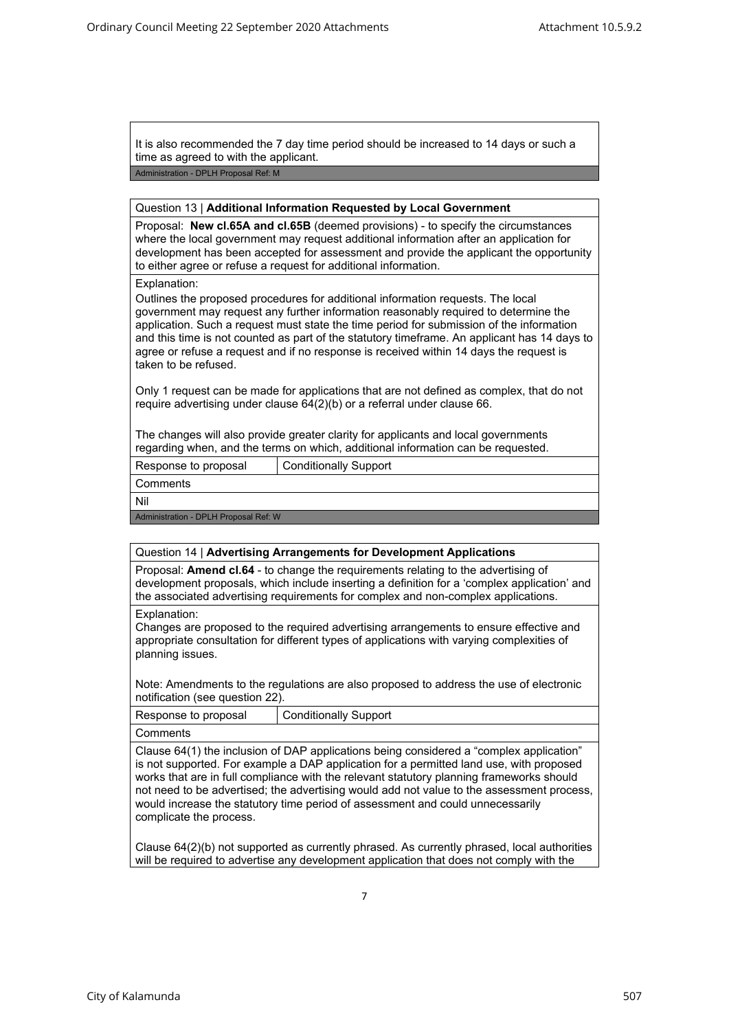It is also recommended the 7 day time period should be increased to 14 days or such a time as agreed to with the applicant.

Administration - DPLH Proposal Ref: M

Question 13 | **Additional Information Requested by Local Government**

Proposal: **New cl.65A and cl.65B** (deemed provisions) - to specify the circumstances where the local government may request additional information after an application for development has been accepted for assessment and provide the applicant the opportunity to either agree or refuse a request for additional information.

Explanation:

Outlines the proposed procedures for additional information requests. The local government may request any further information reasonably required to determine the application. Such a request must state the time period for submission of the information and this time is not counted as part of the statutory timeframe. An applicant has 14 days to agree or refuse a request and if no response is received within 14 days the request is taken to be refused.

Only 1 request can be made for applications that are not defined as complex, that do not require advertising under clause 64(2)(b) or a referral under clause 66.

The changes will also provide greater clarity for applicants and local governments regarding when, and the terms on which, additional information can be requested.

| Response to proposal | Conditionally Support |
|---|---|

Comments

Nil

Administration - DPLH Proposal Ref: W

Question 14 | **Advertising Arrangements for Development Applications**

Proposal: **Amend cl.64** - to change the requirements relating to the advertising of development proposals, which include inserting a definition for a 'complex application' and the associated advertising requirements for complex and non-complex applications.

Explanation:

Changes are proposed to the required advertising arrangements to ensure effective and appropriate consultation for different types of applications with varying complexities of planning issues.

Note: Amendments to the regulations are also proposed to address the use of electronic notification (see question 22).

| Response to proposal | Conditionally Support |
|---|---|

Comments

Clause 64(1) the inclusion of DAP applications being considered a "complex application" is not supported. For example a DAP application for a permitted land use, with proposed works that are in full compliance with the relevant statutory planning frameworks should not need to be advertised; the advertising would add not value to the assessment process, would increase the statutory time period of assessment and could unnecessarily complicate the process.

Clause 64(2)(b) not supported as currently phrased. As currently phrased, local authorities will be required to advertise any development application that does not comply with the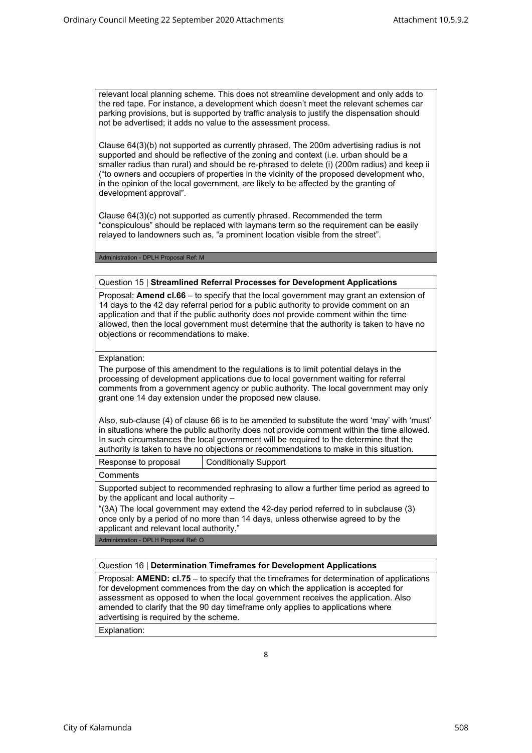relevant local planning scheme. This does not streamline development and only adds to the red tape. For instance, a development which doesn't meet the relevant schemes car parking provisions, but is supported by traffic analysis to justify the dispensation should not be advertised; it adds no value to the assessment process.

Clause 64(3)(b) not supported as currently phrased. The 200m advertising radius is not supported and should be reflective of the zoning and context (i.e. urban should be a smaller radius than rural) and should be re-phrased to delete (i) (200m radius) and keep ii ("to owners and occupiers of properties in the vicinity of the proposed development who, in the opinion of the local government, are likely to be affected by the granting of development approval".

Clause 64(3)(c) not supported as currently phrased. Recommended the term "conspicuous" should be replaced with laymans term so the requirement can be easily relayed to landowners such as, "a prominent location visible from the street".

Administration - DPLH Proposal Ref: M

| Question 15 \| **Streamlined Referral Processes for Development Applications** | |
|---|---|
| Proposal: **Amend cl.66** – to specify that the local government may grant an extension of 14 days to the 42 day referral period for a public authority to provide comment on an application and that if the public authority does not provide comment within the time allowed, then the local government must determine that the authority is taken to have no objections or recommendations to make. | |
| Explanation:<br>The purpose of this amendment to the regulations is to limit potential delays in the processing of development applications due to local government waiting for referral comments from a government agency or public authority. The local government may only grant one 14 day extension under the proposed new clause.<br><br>Also, sub-clause (4) of clause 66 is to be amended to substitute the word 'may' with 'must' in situations where the public authority does not provide comment within the time allowed. In such circumstances the local government will be required to the determine that the authority is taken to have no objections or recommendations to make in this situation. | |
| Response to proposal | Conditionally Support |
| Comments | |
| Supported subject to recommended rephrasing to allow a further time period as agreed to by the applicant and local authority –<br>"(3A) The local government may extend the 42-day period referred to in subclause (3) once only by a period of no more than 14 days, unless otherwise agreed to by the applicant and relevant local authority." | |
| Administration - DPLH Proposal Ref: O | |

| Question 16 \| **Determination Timeframes for Development Applications** |
|---|
| Proposal: **AMEND: cl.75** – to specify that the timeframes for determination of applications for development commences from the day on which the application is accepted for assessment as opposed to when the local government receives the application. Also amended to clarify that the 90 day timeframe only applies to applications where advertising is required by the scheme. |
| Explanation: |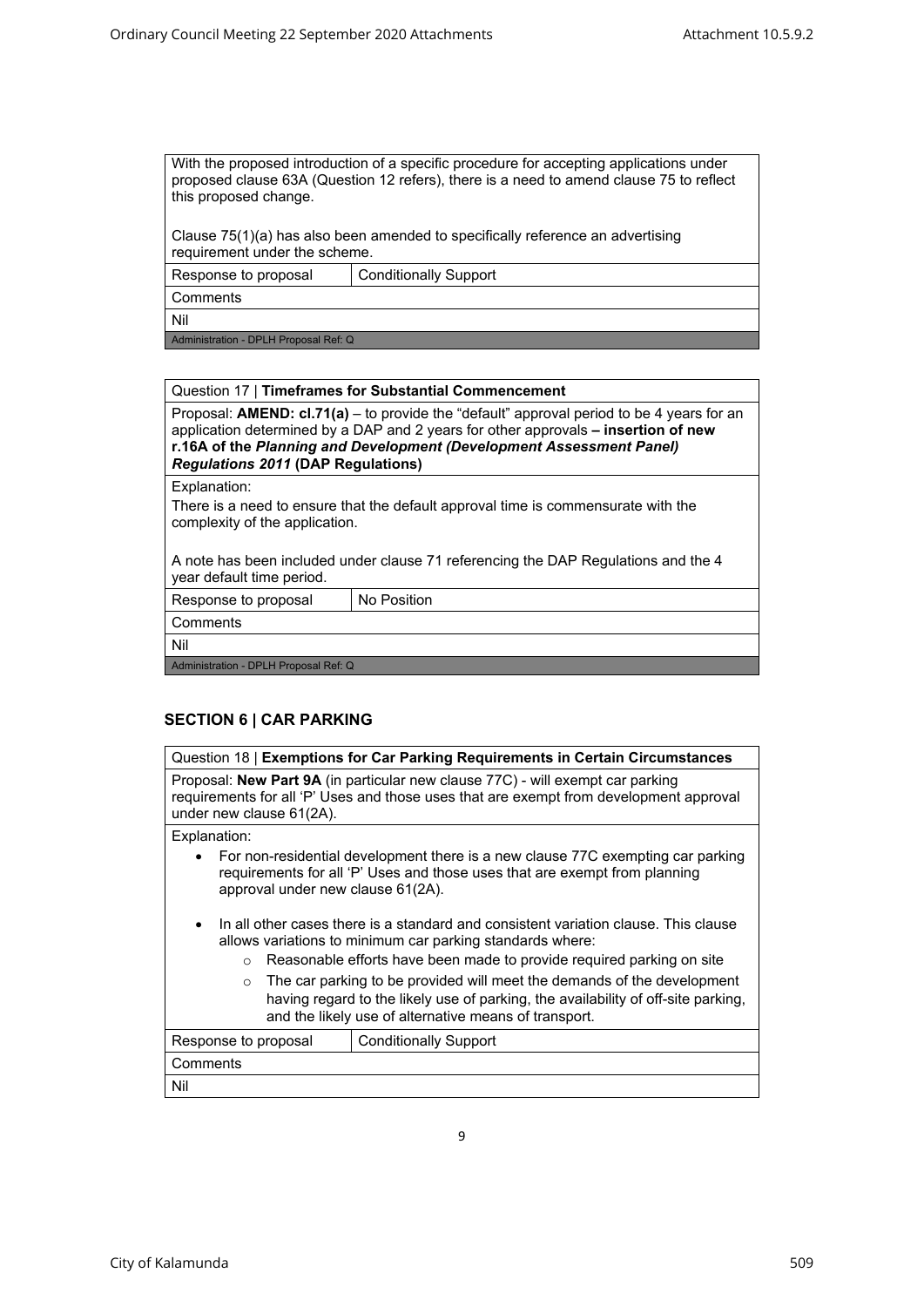| With the proposed introduction of a specific procedure for accepting applications under proposed clause 63A (Question 12 refers), there is a need to amend clause 75 to reflect this proposed change.<br><br>Clause 75(1)(a) has also been amended to specifically reference an advertising requirement under the scheme. | |
|---|---|
| Response to proposal | Conditionally Support |
| Comments | |
| Nil | |
| Administration - DPLH Proposal Ref: Q | |

| Question 17 \| **Timeframes for Substantial Commencement** | |
|---|---|
| Proposal: **AMEND: cl.71(a)** – to provide the "default" approval period to be 4 years for an application determined by a DAP and 2 years for other approvals **– insertion of new r.16A of the *Planning and Development (Development Assessment Panel) Regulations 2011* (DAP Regulations)** | |
| Explanation:<br>There is a need to ensure that the default approval time is commensurate with the complexity of the application.<br><br>A note has been included under clause 71 referencing the DAP Regulations and the 4 year default time period. | |
| Response to proposal | No Position |
| Comments | |
| Nil | |
| Administration - DPLH Proposal Ref: Q | |

## SECTION 6 | CAR PARKING

| Question 18 \| **Exemptions for Car Parking Requirements in Certain Circumstances** | |
|---|---|
| Proposal: **New Part 9A** (in particular new clause 77C) - will exempt car parking requirements for all 'P' Uses and those uses that are exempt from development approval under new clause 61(2A). | |
| Explanation:<br>• For non-residential development there is a new clause 77C exempting car parking requirements for all 'P' Uses and those uses that are exempt from planning approval under new clause 61(2A).<br><br>• In all other cases there is a standard and consistent variation clause. This clause allows variations to minimum car parking standards where:<br>&nbsp;&nbsp;&nbsp;&nbsp;○ Reasonable efforts have been made to provide required parking on site<br>&nbsp;&nbsp;&nbsp;&nbsp;○ The car parking to be provided will meet the demands of the development having regard to the likely use of parking, the availability of off-site parking, and the likely use of alternative means of transport. | |
| Response to proposal | Conditionally Support |
| Comments | |
| Nil | |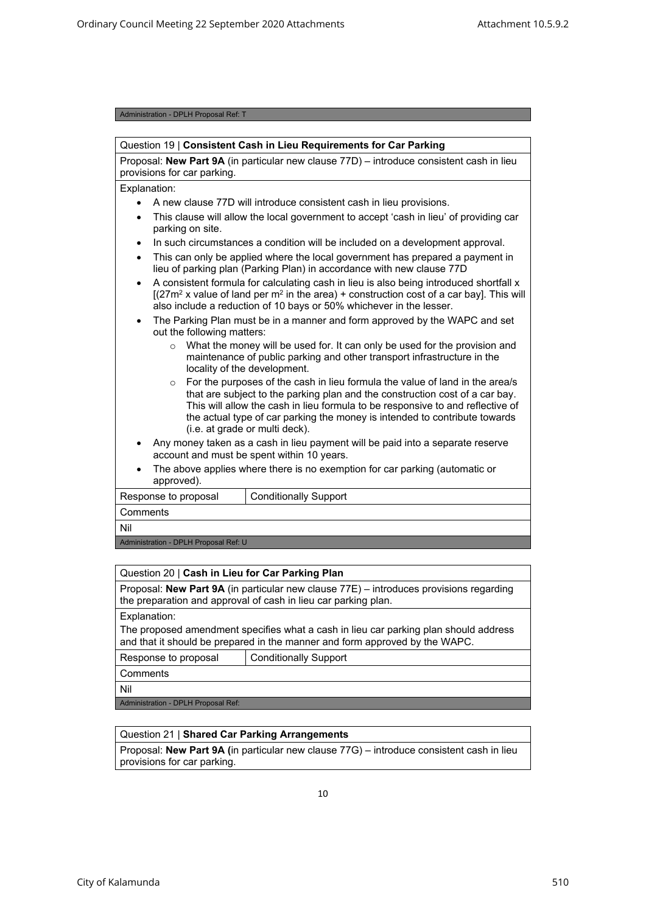Administration - DPLH Proposal Ref: T

| Question 19 \| **Consistent Cash in Lieu Requirements for Car Parking** | |
|---|---|
| Proposal: **New Part 9A** (in particular new clause 77D) – introduce consistent cash in lieu provisions for car parking. | |
| Explanation:<br>• A new clause 77D will introduce consistent cash in lieu provisions.<br>• This clause will allow the local government to accept 'cash in lieu' of providing car parking on site.<br>• In such circumstances a condition will be included on a development approval.<br>• This can only be applied where the local government has prepared a payment in lieu of parking plan (Parking Plan) in accordance with new clause 77D<br>• A consistent formula for calculating cash in lieu is also being introduced shortfall x [(27m$^2$ x value of land per m$^2$ in the area) + construction cost of a car bay]. This will also include a reduction of 10 bays or 50% whichever in the lesser.<br>• The Parking Plan must be in a manner and form approved by the WAPC and set out the following matters:<br>  ○ What the money will be used for. It can only be used for the provision and maintenance of public parking and other transport infrastructure in the locality of the development.<br>  ○ For the purposes of the cash in lieu formula the value of land in the area/s that are subject to the parking plan and the construction cost of a car bay. This will allow the cash in lieu formula to be responsive to and reflective of the actual type of car parking the money is intended to contribute towards (i.e. at grade or multi deck).<br>• Any money taken as a cash in lieu payment will be paid into a separate reserve account and must be spent within 10 years.<br>• The above applies where there is no exemption for car parking (automatic or approved). | |
| Response to proposal | Conditionally Support |
| Comments | |
| Nil | |

Administration - DPLH Proposal Ref: U

| Question 20 \| **Cash in Lieu for Car Parking Plan** | |
|---|---|
| Proposal: **New Part 9A** (in particular new clause 77E) – introduces provisions regarding the preparation and approval of cash in lieu car parking plan. | |
| Explanation:<br>The proposed amendment specifies what a cash in lieu car parking plan should address and that it should be prepared in the manner and form approved by the WAPC. | |
| Response to proposal | Conditionally Support |
| Comments | |
| Nil | |

Administration - DPLH Proposal Ref:

| Question 21 \| **Shared Car Parking Arrangements** |
|---|
| Proposal: **New Part 9A (**in particular new clause 77G) – introduce consistent cash in lieu provisions for car parking. |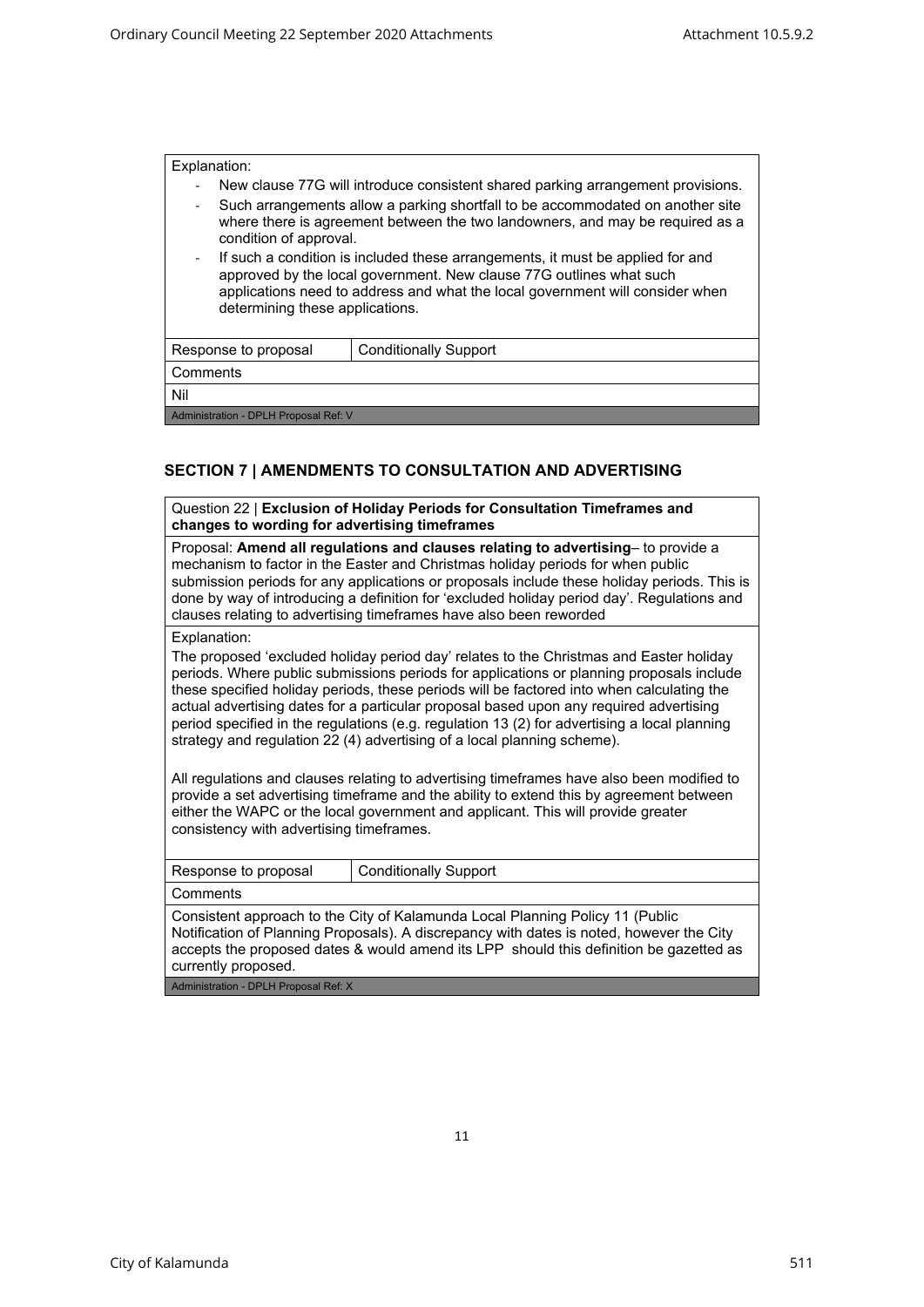| Explanation: | |
|---|---|
| - New clause 77G will introduce consistent shared parking arrangement provisions.<br>- Such arrangements allow a parking shortfall to be accommodated on another site where there is agreement between the two landowners, and may be required as a condition of approval.<br>- If such a condition is included these arrangements, it must be applied for and approved by the local government. New clause 77G outlines what such applications need to address and what the local government will consider when determining these applications. | |
| Response to proposal | Conditionally Support |
| Comments | |
| Nil | |
| Administration - DPLH Proposal Ref: V | |

## SECTION 7 | AMENDMENTS TO CONSULTATION AND ADVERTISING

| Question 22 \| **Exclusion of Holiday Periods for Consultation Timeframes and changes to wording for advertising timeframes** | |
|---|---|
| Proposal: **Amend all regulations and clauses relating to advertising**– to provide a mechanism to factor in the Easter and Christmas holiday periods for when public submission periods for any applications or proposals include these holiday periods. This is done by way of introducing a definition for 'excluded holiday period day'. Regulations and clauses relating to advertising timeframes have also been reworded | |
| Explanation:<br>The proposed 'excluded holiday period day' relates to the Christmas and Easter holiday periods. Where public submissions periods for applications or planning proposals include these specified holiday periods, these periods will be factored into when calculating the actual advertising dates for a particular proposal based upon any required advertising period specified in the regulations (e.g. regulation 13 (2) for advertising a local planning strategy and regulation 22 (4) advertising of a local planning scheme).<br><br>All regulations and clauses relating to advertising timeframes have also been modified to provide a set advertising timeframe and the ability to extend this by agreement between either the WAPC or the local government and applicant. This will provide greater consistency with advertising timeframes. | |
| Response to proposal | Conditionally Support |
| Comments | |
| Consistent approach to the City of Kalamunda Local Planning Policy 11 (Public Notification of Planning Proposals). A discrepancy with dates is noted, however the City accepts the proposed dates & would amend its LPP should this definition be gazetted as currently proposed. | |
| Administration - DPLH Proposal Ref: X | |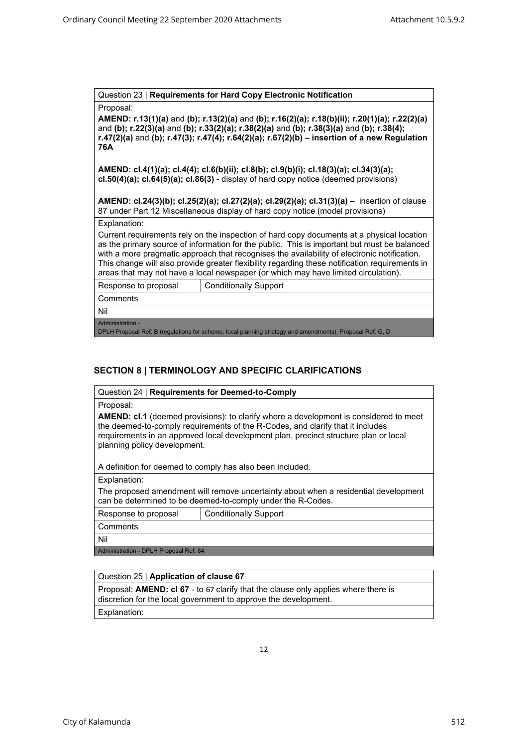| Question 23 \| **Requirements for Hard Copy Electronic Notification** | |
|---|---|
| Proposal:<br>**AMEND: r.13(1)(a)** and **(b); r.13(2)(a)** and **(b); r.16(2)(a); r.18(b)(ii); r.20(1)(a); r.22(2)(a)** and **(b); r.22(3)(a)** and **(b); r.33(2)(a); r.38(2)(a)** and **(b); r.38(3)(a)** and **(b); r.38(4); r.47(2)(a)** and **(b); r.47(3); r.47(4); r.64(2)(a); r.67(2)(b) – insertion of a new Regulation 76A**<br><br>**AMEND: cl.4(1)(a); cl.4(4); cl.6(b)(ii); cl.8(b); cl.9(b)(i); cl.18(3)(a); cl.34(3)(a); cl.50(4)(a); cl.64(5)(a); cl.86(3)** - display of hard copy notice (deemed provisions)<br><br>**AMEND: cl.24(3)(b); cl.25(2)(a); cl.27(2)(a); cl.29(2)(a); cl.31(3)(a) –** insertion of clause 87 under Part 12 Miscellaneous display of hard copy notice (model provisions) | |
| Explanation:<br>Current requirements rely on the inspection of hard copy documents at a physical location as the primary source of information for the public. This is important but must be balanced with a more pragmatic approach that recognises the availability of electronic notification. This change will also provide greater flexibility regarding these notification requirements in areas that may not have a local newspaper (or which may have limited circulation). | |
| Response to proposal | Conditionally Support |
| Comments | |
| Nil | |
| Administration -<br>DPLH Proposal Ref: B (regulations for scheme, local planning strategy and amendments), Proposal Ref: G, D | |

## SECTION 8 | TERMINOLOGY AND SPECIFIC CLARIFICATIONS

| Question 24 \| **Requirements for Deemed-to-Comply** | |
|---|---|
| Proposal:<br>**AMEND: cl.1** (deemed provisions): to clarify where a development is considered to meet the deemed-to-comply requirements of the R-Codes, and clarify that it includes requirements in an approved local development plan, precinct structure plan or local planning policy development.<br><br>A definition for deemed to comply has also been included. | |
| Explanation:<br>The proposed amendment will remove uncertainty about when a residential development can be determined to be deemed-to-comply under the R-Codes. | |
| Response to proposal | Conditionally Support |
| Comments | |
| Nil | |
| Administration - DPLH Proposal Ref: 84 | |

| Question 25 \| **Application of clause 67** |
|---|
| Proposal: **AMEND: cl 67** - to 67 clarify that the clause only applies where there is discretion for the local government to approve the development. |
| Explanation: |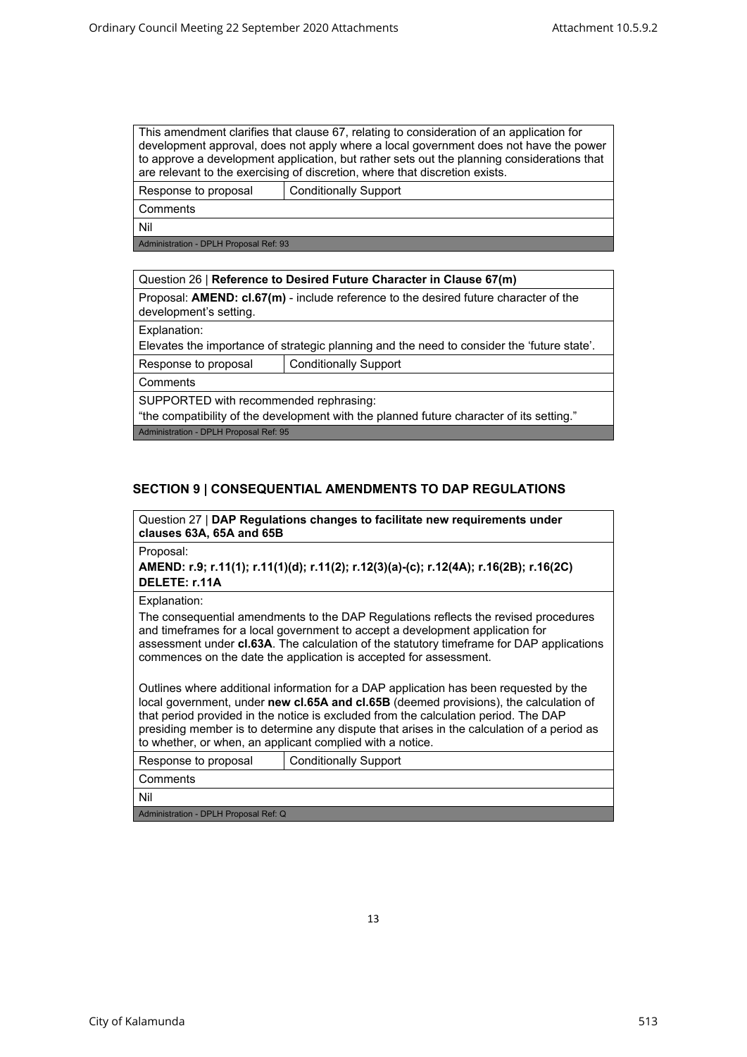| This amendment clarifies that clause 67, relating to consideration of an application for development approval, does not apply where a local government does not have the power to approve a development application, but rather sets out the planning considerations that are relevant to the exercising of discretion, where that discretion exists. | |
|---|---|
| Response to proposal | Conditionally Support |
| Comments | |
| Nil | |
| Administration - DPLH Proposal Ref: 93 | |

| Question 26 \| **Reference to Desired Future Character in Clause 67(m)** | |
|---|---|
| Proposal: **AMEND: cl.67(m)** - include reference to the desired future character of the development's setting. | |
| Explanation:<br>Elevates the importance of strategic planning and the need to consider the 'future state'. | |
| Response to proposal | Conditionally Support |
| Comments | |
| SUPPORTED with recommended rephrasing:<br>"the compatibility of the development with the planned future character of its setting." | |
| Administration - DPLH Proposal Ref: 95 | |

## SECTION 9 | CONSEQUENTIAL AMENDMENTS TO DAP REGULATIONS

| Question 27 \| **DAP Regulations changes to facilitate new requirements under clauses 63A, 65A and 65B** | |
|---|---|
| Proposal:<br>**AMEND: r.9; r.11(1); r.11(1)(d); r.11(2); r.12(3)(a)-(c); r.12(4A); r.16(2B); r.16(2C)**<br>**DELETE: r.11A** | |
| Explanation:<br>The consequential amendments to the DAP Regulations reflects the revised procedures and timeframes for a local government to accept a development application for assessment under **cl.63A**. The calculation of the statutory timeframe for DAP applications commences on the date the application is accepted for assessment.<br><br>Outlines where additional information for a DAP application has been requested by the local government, under **new cl.65A and cl.65B** (deemed provisions), the calculation of that period provided in the notice is excluded from the calculation period. The DAP presiding member is to determine any dispute that arises in the calculation of a period as to whether, or when, an applicant complied with a notice. | |
| Response to proposal | Conditionally Support |
| Comments | |
| Nil | |
| Administration - DPLH Proposal Ref: Q | |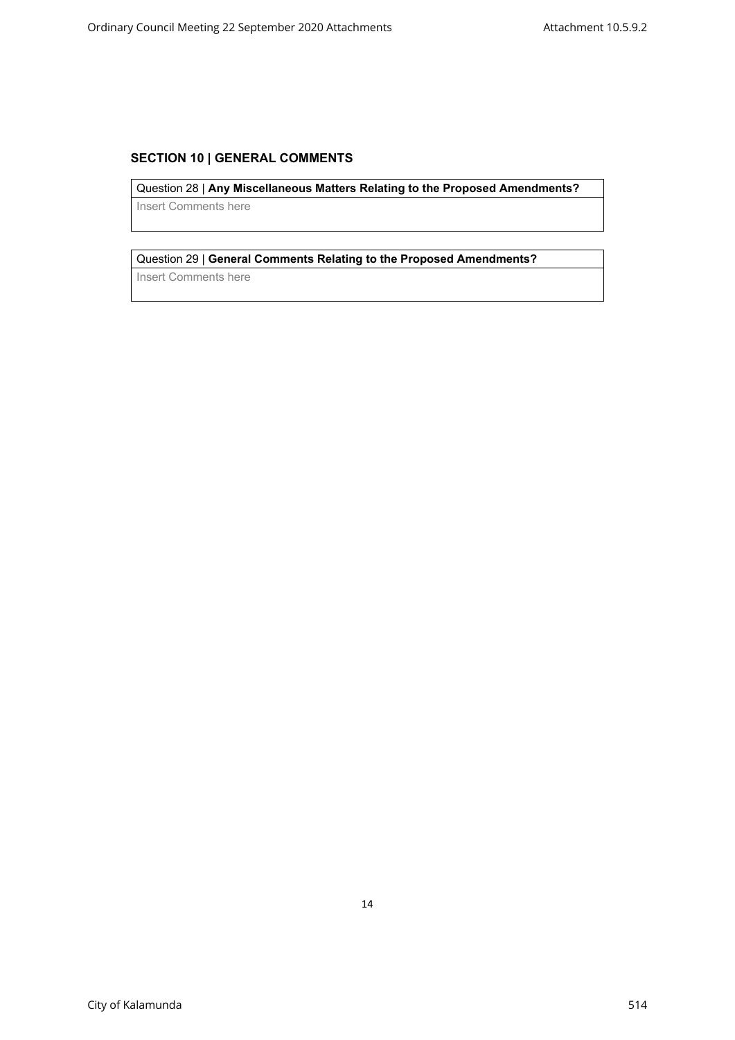## SECTION 10 | GENERAL COMMENTS

| Question 28 \| **Any Miscellaneous Matters Relating to the Proposed Amendments?** |
| --- |
| Insert Comments here |

| Question 29 \| **General Comments Relating to the Proposed Amendments?** |
| --- |
| Insert Comments here |